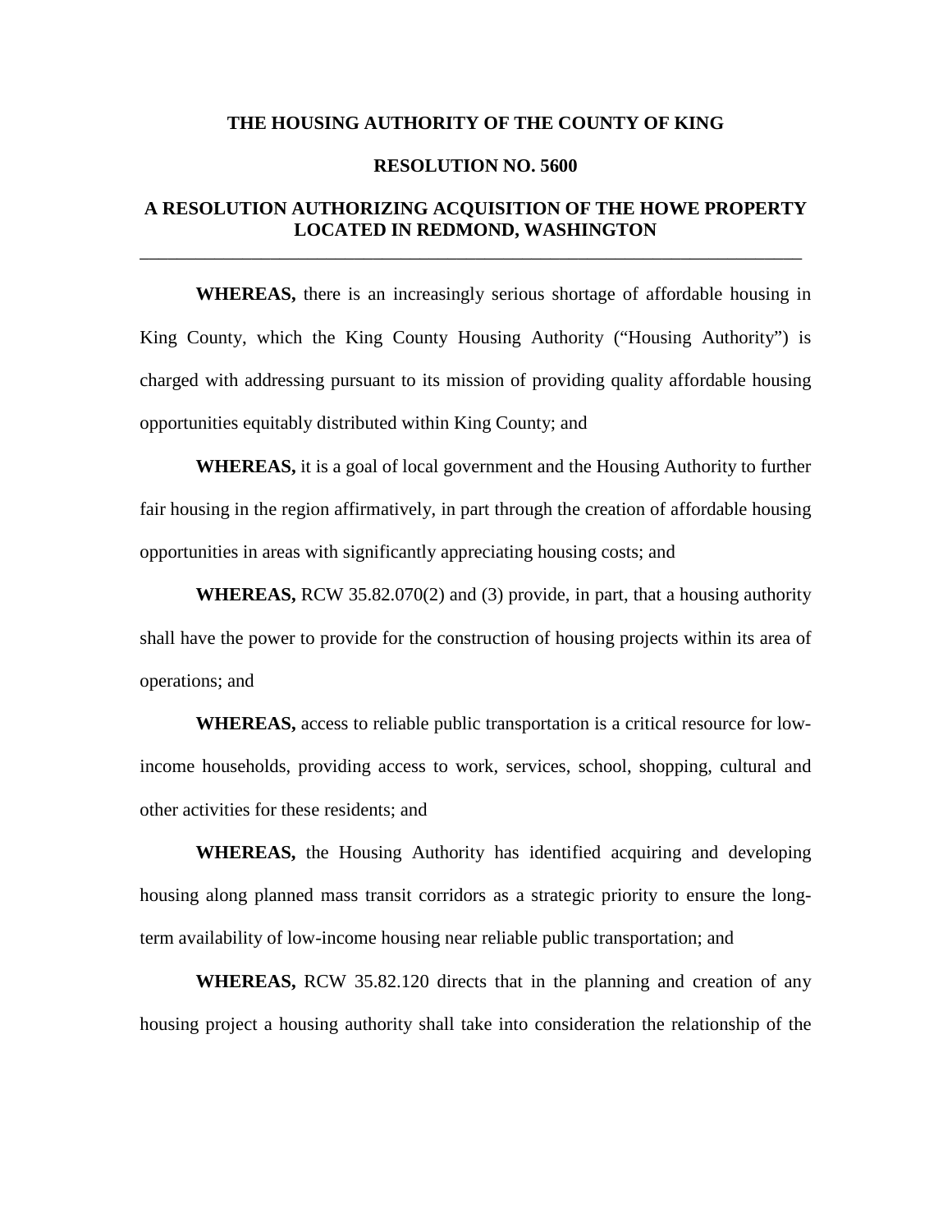**THE HOUSING AUTHORITY OF THE COUNTY OF KING**

**RESOLUTION NO. 5600**

**A RESOLUTION AUTHORIZING ACQUISITION OF THE HOWE PROPERTY LOCATED IN REDMOND, WASHINGTON**

---

**WHEREAS,** there is an increasingly serious shortage of affordable housing in King County, which the King County Housing Authority ("Housing Authority") is charged with addressing pursuant to its mission of providing quality affordable housing opportunities equitably distributed within King County; and

**WHEREAS,** it is a goal of local government and the Housing Authority to further fair housing in the region affirmatively, in part through the creation of affordable housing opportunities in areas with significantly appreciating housing costs; and

**WHEREAS,** RCW 35.82.070(2) and (3) provide, in part, that a housing authority shall have the power to provide for the construction of housing projects within its area of operations; and

**WHEREAS,** access to reliable public transportation is a critical resource for low-income households, providing access to work, services, school, shopping, cultural and other activities for these residents; and

**WHEREAS,** the Housing Authority has identified acquiring and developing housing along planned mass transit corridors as a strategic priority to ensure the long-term availability of low-income housing near reliable public transportation; and

**WHEREAS,** RCW 35.82.120 directs that in the planning and creation of any housing project a housing authority shall take into consideration the relationship of the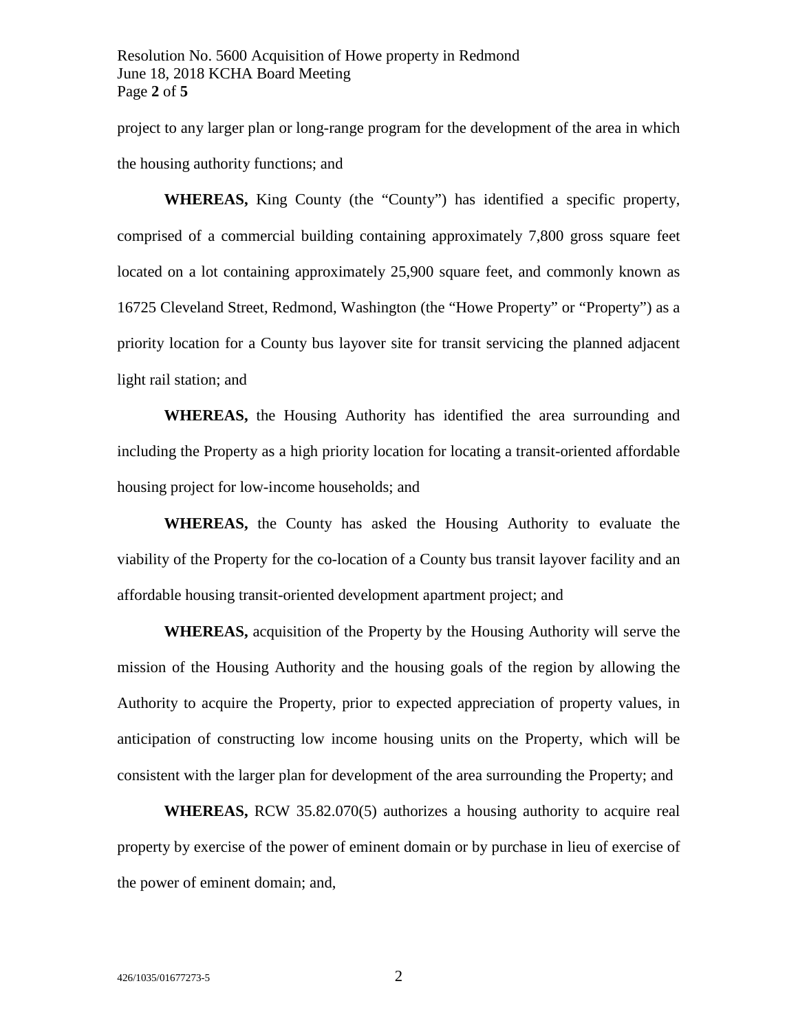project to any larger plan or long-range program for the development of the area in which the housing authority functions; and

**WHEREAS,** King County (the "County") has identified a specific property, comprised of a commercial building containing approximately 7,800 gross square feet located on a lot containing approximately 25,900 square feet, and commonly known as 16725 Cleveland Street, Redmond, Washington (the "Howe Property" or "Property") as a priority location for a County bus layover site for transit servicing the planned adjacent light rail station; and

**WHEREAS,** the Housing Authority has identified the area surrounding and including the Property as a high priority location for locating a transit-oriented affordable housing project for low-income households; and

**WHEREAS,** the County has asked the Housing Authority to evaluate the viability of the Property for the co-location of a County bus transit layover facility and an affordable housing transit-oriented development apartment project; and

**WHEREAS,** acquisition of the Property by the Housing Authority will serve the mission of the Housing Authority and the housing goals of the region by allowing the Authority to acquire the Property, prior to expected appreciation of property values, in anticipation of constructing low income housing units on the Property, which will be consistent with the larger plan for development of the area surrounding the Property; and

**WHEREAS,** RCW 35.82.070(5) authorizes a housing authority to acquire real property by exercise of the power of eminent domain or by purchase in lieu of exercise of the power of eminent domain; and,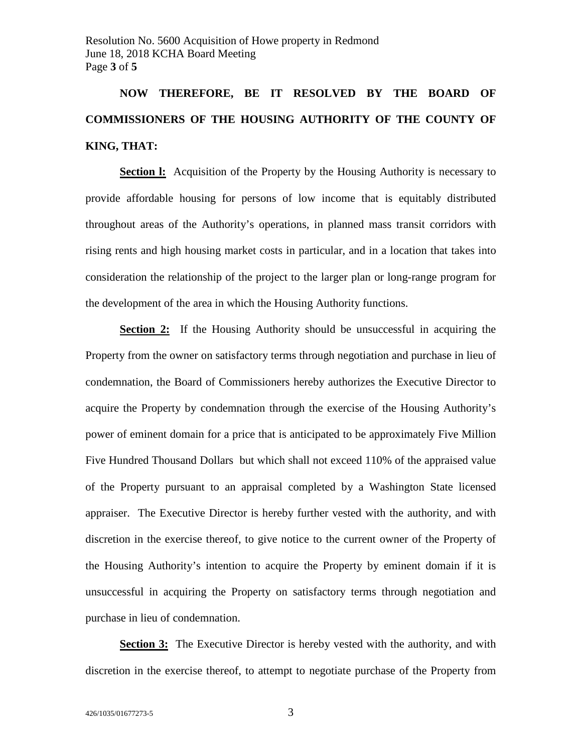**NOW THEREFORE, BE IT RESOLVED BY THE BOARD OF COMMISSIONERS OF THE HOUSING AUTHORITY OF THE COUNTY OF KING, THAT:**

**Section l:** Acquisition of the Property by the Housing Authority is necessary to provide affordable housing for persons of low income that is equitably distributed throughout areas of the Authority's operations, in planned mass transit corridors with rising rents and high housing market costs in particular, and in a location that takes into consideration the relationship of the project to the larger plan or long-range program for the development of the area in which the Housing Authority functions.

**Section 2:** If the Housing Authority should be unsuccessful in acquiring the Property from the owner on satisfactory terms through negotiation and purchase in lieu of condemnation, the Board of Commissioners hereby authorizes the Executive Director to acquire the Property by condemnation through the exercise of the Housing Authority's power of eminent domain for a price that is anticipated to be approximately Five Million Five Hundred Thousand Dollars but which shall not exceed 110% of the appraised value of the Property pursuant to an appraisal completed by a Washington State licensed appraiser. The Executive Director is hereby further vested with the authority, and with discretion in the exercise thereof, to give notice to the current owner of the Property of the Housing Authority's intention to acquire the Property by eminent domain if it is unsuccessful in acquiring the Property on satisfactory terms through negotiation and purchase in lieu of condemnation.

**Section 3:** The Executive Director is hereby vested with the authority, and with discretion in the exercise thereof, to attempt to negotiate purchase of the Property from

426/1035/01677273-5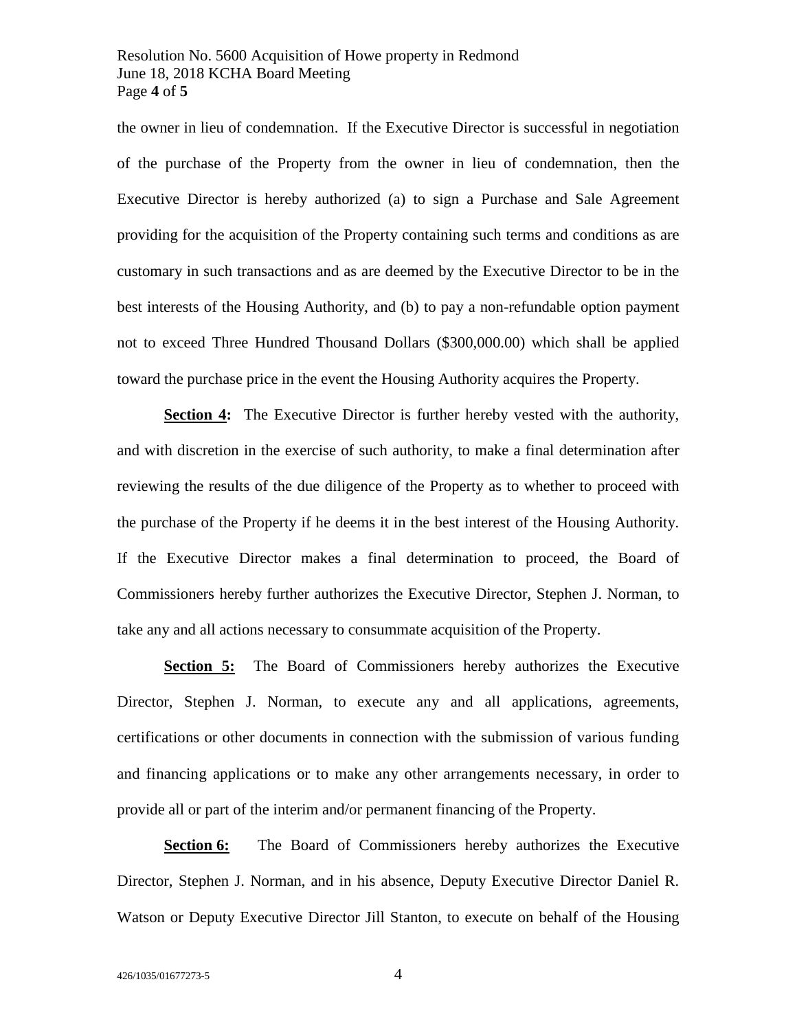the owner in lieu of condemnation. If the Executive Director is successful in negotiation of the purchase of the Property from the owner in lieu of condemnation, then the Executive Director is hereby authorized (a) to sign a Purchase and Sale Agreement providing for the acquisition of the Property containing such terms and conditions as are customary in such transactions and as are deemed by the Executive Director to be in the best interests of the Housing Authority, and (b) to pay a non-refundable option payment not to exceed Three Hundred Thousand Dollars ($300,000.00) which shall be applied toward the purchase price in the event the Housing Authority acquires the Property.

**Section 4:** The Executive Director is further hereby vested with the authority, and with discretion in the exercise of such authority, to make a final determination after reviewing the results of the due diligence of the Property as to whether to proceed with the purchase of the Property if he deems it in the best interest of the Housing Authority. If the Executive Director makes a final determination to proceed, the Board of Commissioners hereby further authorizes the Executive Director, Stephen J. Norman, to take any and all actions necessary to consummate acquisition of the Property.

**Section 5:** The Board of Commissioners hereby authorizes the Executive Director, Stephen J. Norman, to execute any and all applications, agreements, certifications or other documents in connection with the submission of various funding and financing applications or to make any other arrangements necessary, in order to provide all or part of the interim and/or permanent financing of the Property.

**Section 6:** The Board of Commissioners hereby authorizes the Executive Director, Stephen J. Norman, and in his absence, Deputy Executive Director Daniel R. Watson or Deputy Executive Director Jill Stanton, to execute on behalf of the Housing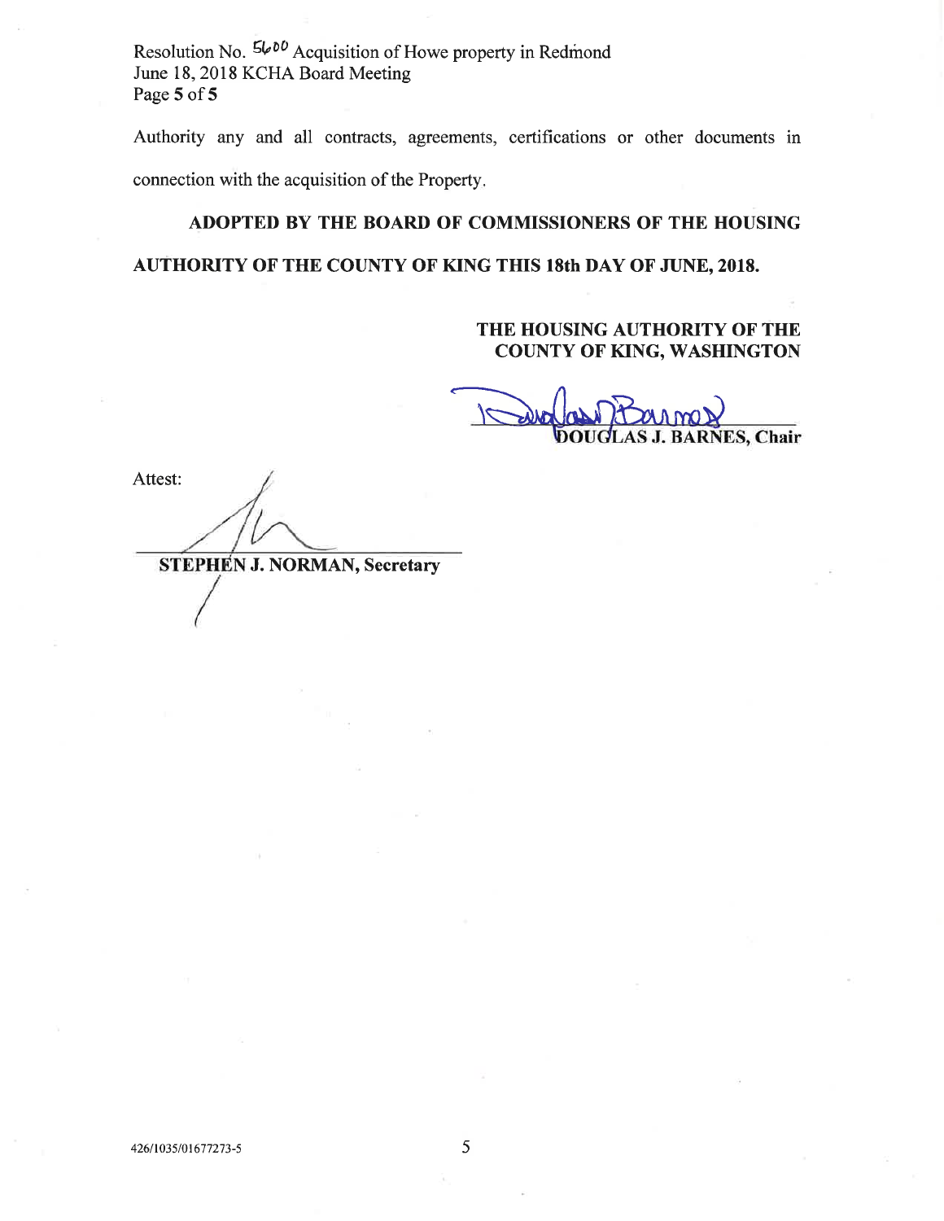Authority any and all contracts, agreements, certifications or other documents in connection with the acquisition of the Property.

**ADOPTED BY THE BOARD OF COMMISSIONERS OF THE HOUSING AUTHORITY OF THE COUNTY OF KING THIS 18th DAY OF JUNE, 2018.**

**THE HOUSING AUTHORITY OF THE COUNTY OF KING, WASHINGTON**

**DOUGLAS J. BARNES, Chair**

Attest:

**STEPHEN J. NORMAN, Secretary**

426/1035/01677273-5